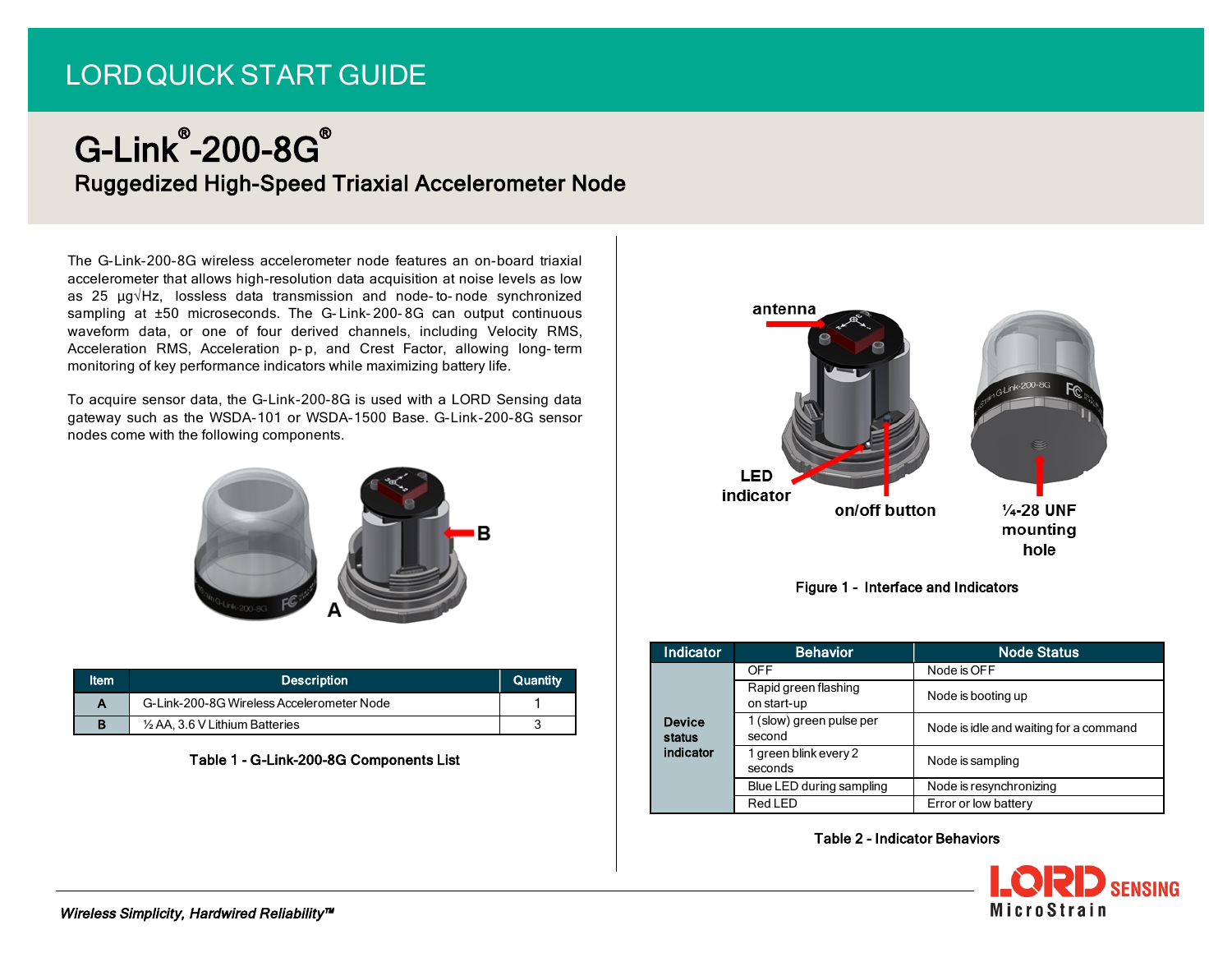LORD QUICK START GUIDE

# G-Link®-200-8G®

## Ruggedized High-Speed Triaxial Accelerometer Node

The G-Link-200-8G wireless accelerometer node features an on-board triaxial accelerometer that allows high-resolution data acquisition at noise levels as low as 25 µg√Hz, lossless data transmission and node-to-node synchronized sampling at ±50 microseconds. The G-Link-200-8G can output continuous waveform data, or one of four derived channels, including Velocity RMS, Acceleration RMS, Acceleration p-p, and Crest Factor, allowing long-term monitoring of key performance indicators while maximizing battery life.

To acquire sensor data, the G-Link-200-8G is used with a LORD Sensing data gateway such as the WSDA-101 or WSDA-1500 Base. G-Link-200-8G sensor nodes come with the following components.

| Item | Description | Quantity |
|---|---|---|
| A | G-Link-200-8G Wireless Accelerometer Node | 1 |
| B | ½ AA, 3.6 V Lithium Batteries | 3 |

Table 1 - G-Link-200-8G Components List

antenna

LED indicator

on/off button

¼-28 UNF mounting hole

Figure 1 - Interface and Indicators

| Indicator | Behavior | Node Status |
|---|---|---|
| Device status indicator | OFF | Node is OFF |
| | Rapid green flashing on start-up | Node is booting up |
| | 1 (slow) green pulse per second | Node is idle and waiting for a command |
| | 1 green blink every 2 seconds | Node is sampling |
| | Blue LED during sampling | Node is resynchronizing |
| | Red LED | Error or low battery |

Table 2 - Indicator Behaviors

*Wireless Simplicity, Hardwired Reliability™*

LORD SENSING MicroStrain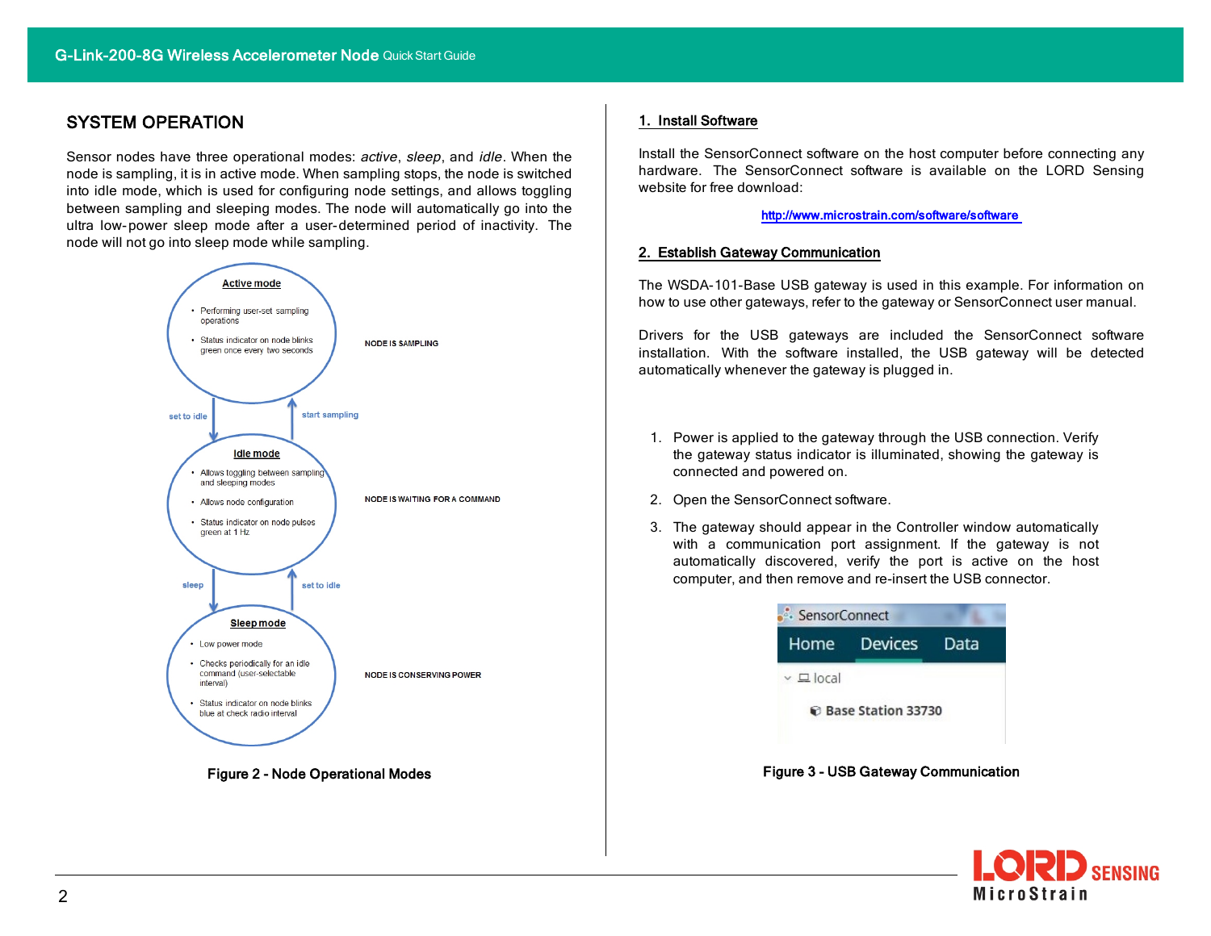## SYSTEM OPERATION

Sensor nodes have three operational modes: *active*, *sleep*, and *idle*. When the node is sampling, it is in active mode. When sampling stops, the node is switched into idle mode, which is used for configuring node settings, and allows toggling between sampling and sleeping modes. The node will automatically go into the ultra low-power sleep mode after a user-determined period of inactivity. The node will not go into sleep mode while sampling.

**Active mode**

- Performing user-set sampling operations
- Status indicator on node blinks green once every two seconds

NODE IS SAMPLING

set to idle ↓ ↑ start sampling

**Idle mode**

- Allows toggling between sampling and sleeping modes
- Allows node configuration
- Status indicator on node pulses green at 1 Hz

NODE IS WAITING FOR A COMMAND

sleep ↓ ↑ set to idle

**Sleep mode**

- Low power mode
- Checks periodically for an idle command (user-selectable interval)
- Status indicator on node blinks blue at check radio interval

NODE IS CONSERVING POWER

**Figure 2 - Node Operational Modes**

### 1. Install Software

Install the SensorConnect software on the host computer before connecting any hardware. The SensorConnect software is available on the LORD Sensing website for free download:

http://www.microstrain.com/software/software

### 2. Establish Gateway Communication

The WSDA-101-Base USB gateway is used in this example. For information on how to use other gateways, refer to the gateway or SensorConnect user manual.

Drivers for the USB gateways are included the SensorConnect software installation. With the software installed, the USB gateway will be detected automatically whenever the gateway is plugged in.

1. Power is applied to the gateway through the USB connection. Verify the gateway status indicator is illuminated, showing the gateway is connected and powered on.
2. Open the SensorConnect software.
3. The gateway should appear in the Controller window automatically with a communication port assignment. If the gateway is not automatically discovered, verify the port is active on the host computer, and then remove and re-insert the USB connector.

SensorConnect
Home Devices Data
local
Base Station 33730

**Figure 3 - USB Gateway Communication**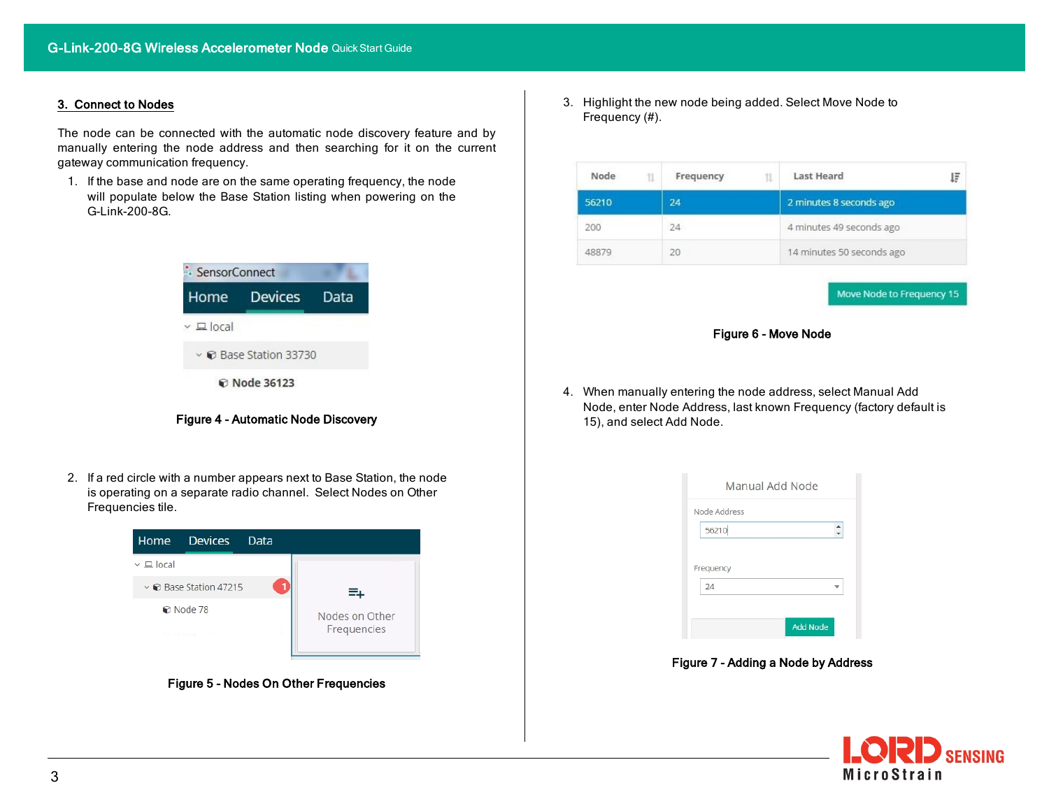### 3. Connect to Nodes

The node can be connected with the automatic node discovery feature and by manually entering the node address and then searching for it on the current gateway communication frequency.

1. If the base and node are on the same operating frequency, the node will populate below the Base Station listing when powering on the G-Link-200-8G.

Figure 4 - Automatic Node Discovery

2. If a red circle with a number appears next to Base Station, the node is operating on a separate radio channel. Select Nodes on Other Frequencies tile.

Figure 5 - Nodes On Other Frequencies

3. Highlight the new node being added. Select Move Node to Frequency (#).

Figure 6 - Move Node

4. When manually entering the node address, select Manual Add Node, enter Node Address, last known Frequency (factory default is 15), and select Add Node.

Figure 7 - Adding a Node by Address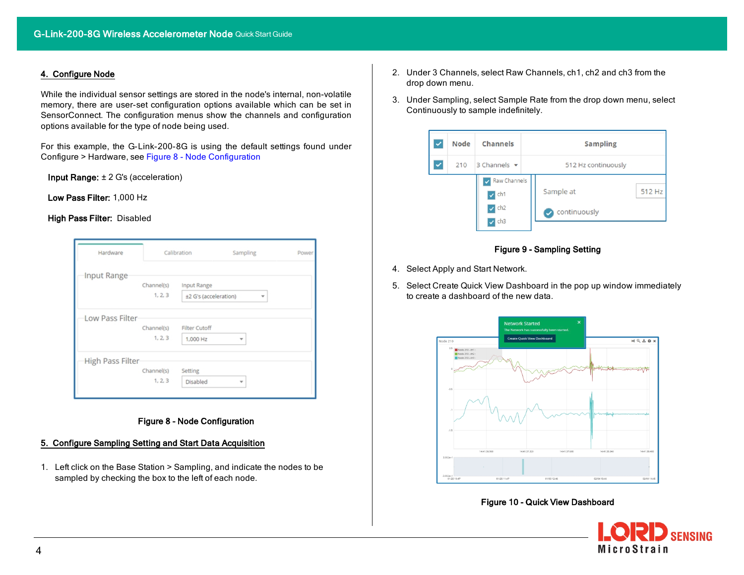## 4. Configure Node

While the individual sensor settings are stored in the node's internal, non-volatile memory, there are user-set configuration options available which can be set in SensorConnect. The configuration menus show the channels and configuration options available for the type of node being used.

For this example, the G-Link-200-8G is using the default settings found under Configure > Hardware, see Figure 8 - Node Configuration

**Input Range:** ± 2 G's (acceleration)

**Low Pass Filter:** 1,000 Hz

**High Pass Filter:** Disabled

Figure 8 - Node Configuration

## 5. Configure Sampling Setting and Start Data Acquisition

1. Left click on the Base Station > Sampling, and indicate the nodes to be sampled by checking the box to the left of each node.
2. Under 3 Channels, select Raw Channels, ch1, ch2 and ch3 from the drop down menu.
3. Under Sampling, select Sample Rate from the drop down menu, select Continuously to sample indefinitely.

Figure 9 - Sampling Setting

4. Select Apply and Start Network.
5. Select Create Quick View Dashboard in the pop up window immediately to create a dashboard of the new data.

Figure 10 - Quick View Dashboard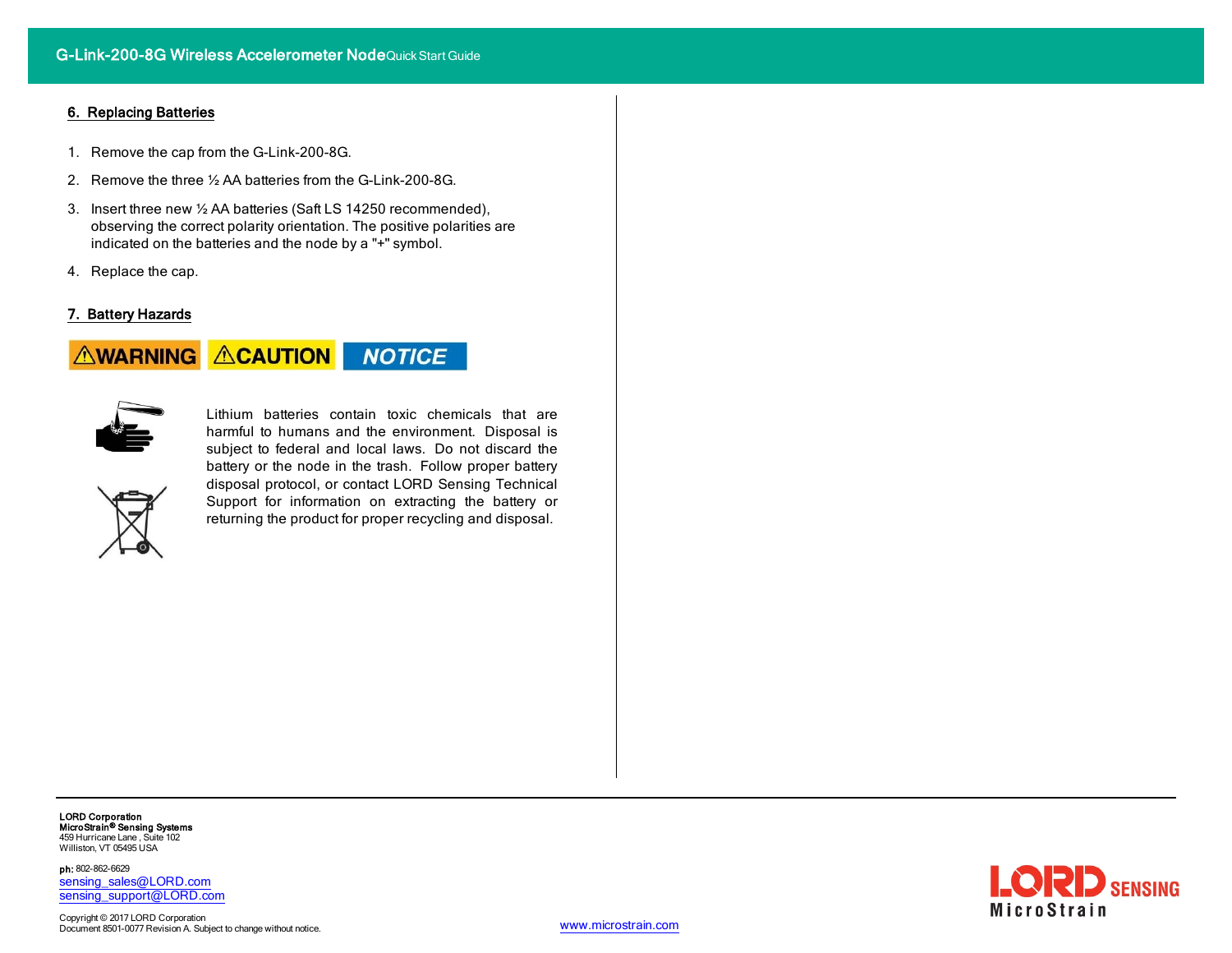## 6. Replacing Batteries

1. Remove the cap from the G-Link-200-8G.
2. Remove the three ½ AA batteries from the G-Link-200-8G.
3. Insert three new ½ AA batteries (Saft LS 14250 recommended), observing the correct polarity orientation. The positive polarities are indicated on the batteries and the node by a "+" symbol.
4. Replace the cap.

## 7. Battery Hazards

WARNING CAUTION NOTICE

Lithium batteries contain toxic chemicals that are harmful to humans and the environment. Disposal is subject to federal and local laws. Do not discard the battery or the node in the trash. Follow proper battery disposal protocol, or contact LORD Sensing Technical Support for information on extracting the battery or returning the product for proper recycling and disposal.

**LORD Corporation**
**MicroStrain® Sensing Systems**
459 Hurricane Lane , Suite 102
Williston, VT 05495 USA

**ph:** 802-862-6629
sensing_sales@LORD.com
sensing_support@LORD.com

Copyright © 2017 LORD Corporation
Document 8501-0077 Revision A. Subject to change without notice.

www.microstrain.com